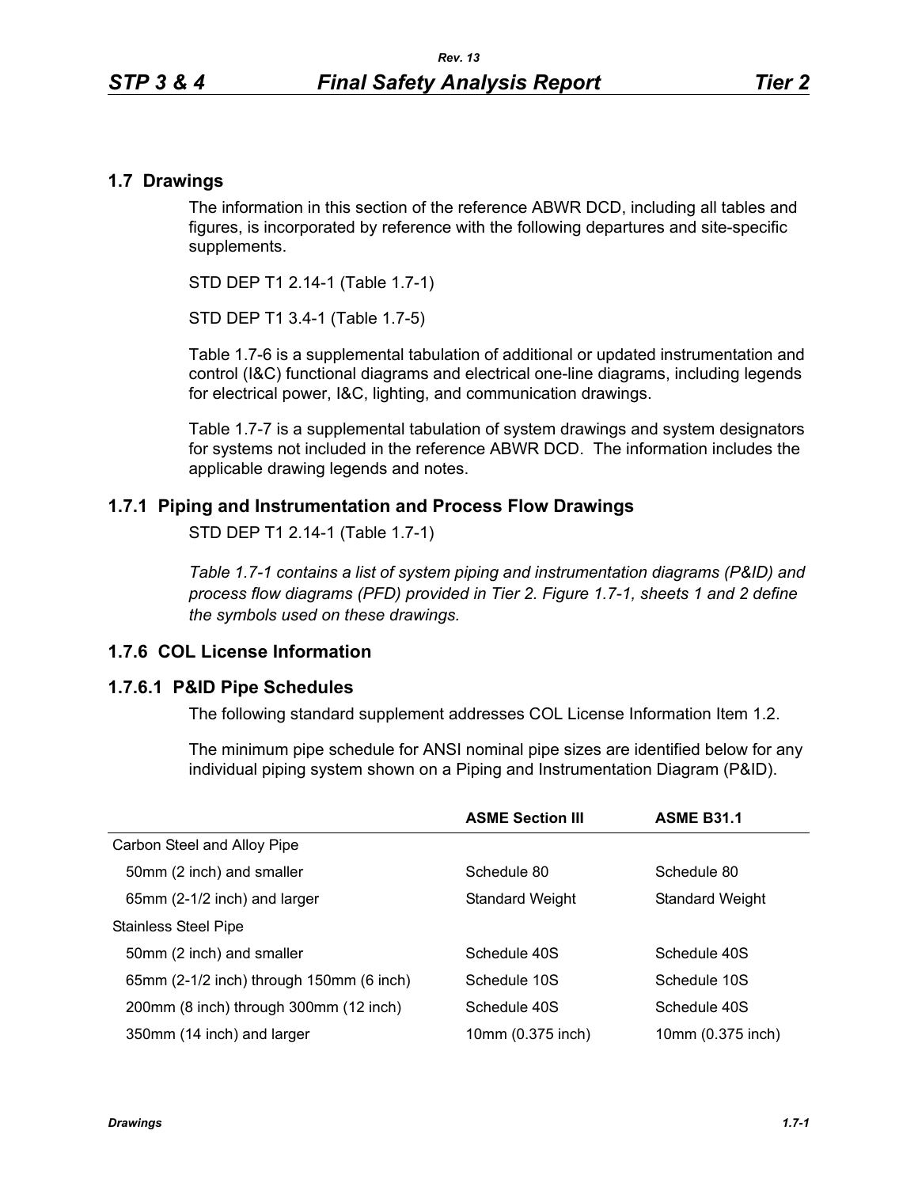## 1.7 Drawings

The information in this section of the reference ABWR DCD, including all tables and figures, is incorporated by reference with the following departures and site-specific supplements.

STD DEP T1 2.14-1 (Table 1.7-1)

STD DEP T1 3.4-1 (Table 1.7-5)

Table 1.7-6 is a supplemental tabulation of additional or updated instrumentation and control (I&C) functional diagrams and electrical one-line diagrams, including legends for electrical power, I&C, lighting, and communication drawings.

Table 1.7-7 is a supplemental tabulation of system drawings and system designators for systems not included in the reference ABWR DCD. The information includes the applicable drawing legends and notes.

### 1.7.1 Piping and Instrumentation and Process Flow Drawings

STD DEP T1 2.14-1 (Table 1.7-1)

*Table 1.7-1 contains a list of system piping and instrumentation diagrams (P&ID) and process flow diagrams (PFD) provided in Tier 2. Figure 1.7-1, sheets 1 and 2 define the symbols used on these drawings.*

### 1.7.6 COL License Information

#### 1.7.6.1 P&ID Pipe Schedules

The following standard supplement addresses COL License Information Item 1.2.

The minimum pipe schedule for ANSI nominal pipe sizes are identified below for any individual piping system shown on a Piping and Instrumentation Diagram (P&ID).

| | ASME Section III | ASME B31.1 |
|---|---|---|
| Carbon Steel and Alloy Pipe | | |
| 50mm (2 inch) and smaller | Schedule 80 | Schedule 80 |
| 65mm (2-1/2 inch) and larger | Standard Weight | Standard Weight |
| Stainless Steel Pipe | | |
| 50mm (2 inch) and smaller | Schedule 40S | Schedule 40S |
| 65mm (2-1/2 inch) through 150mm (6 inch) | Schedule 10S | Schedule 10S |
| 200mm (8 inch) through 300mm (12 inch) | Schedule 40S | Schedule 40S |
| 350mm (14 inch) and larger | 10mm (0.375 inch) | 10mm (0.375 inch) |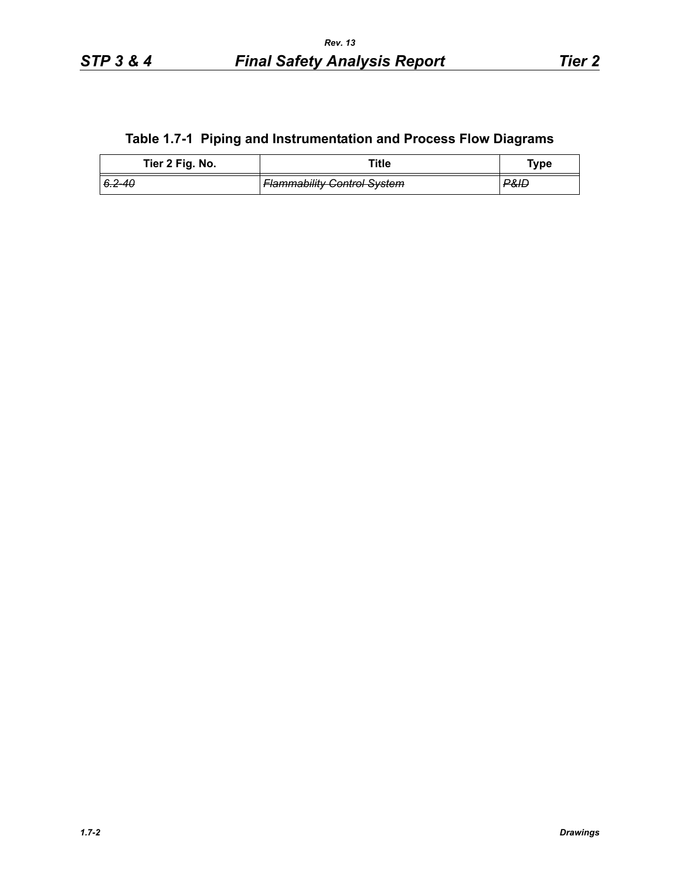## Table 1.7-1 Piping and Instrumentation and Process Flow Diagrams

| Tier 2 Fig. No. | Title | Type |
|---|---|---|
| ~~*6.2-40*~~ | ~~*Flammability Control System*~~ | ~~*P&ID*~~ |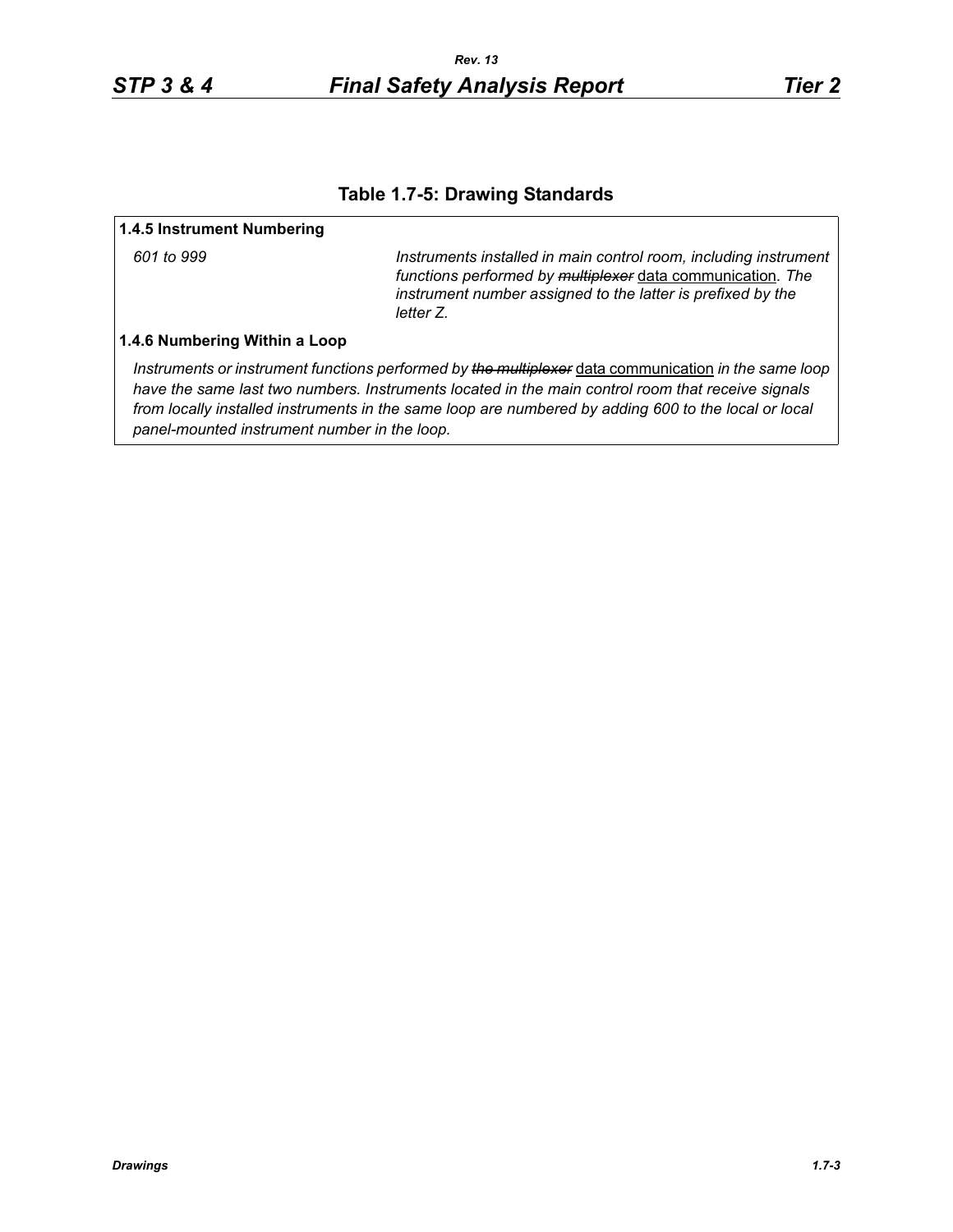## Table 1.7-5: Drawing Standards

**1.4.5 Instrument Numbering**

| | |
|---|---|
| *601 to 999* | *Instruments installed in main control room, including instrument functions performed by ~~multiplexer~~* <u>data communication</u>*. The instrument number assigned to the latter is prefixed by the letter Z.* |

**1.4.6 Numbering Within a Loop**

*Instruments or instrument functions performed by ~~the multiplexer~~* <u>data communication</u> *in the same loop have the same last two numbers. Instruments located in the main control room that receive signals from locally installed instruments in the same loop are numbered by adding 600 to the local or local panel-mounted instrument number in the loop.*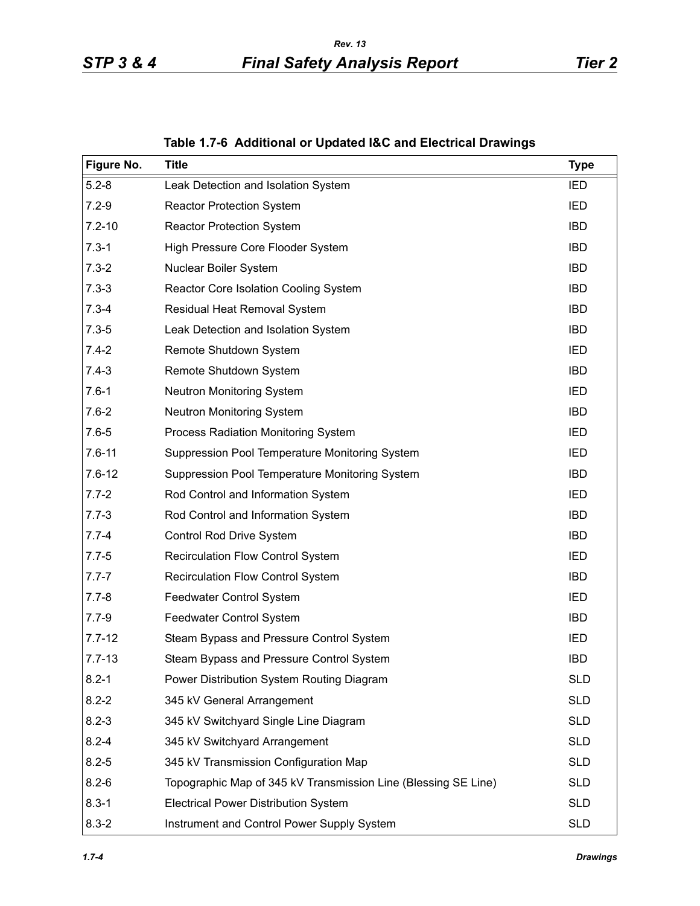**Table 1.7-6 Additional or Updated I&C and Electrical Drawings**

| Figure No. | Title | Type |
|---|---|---|
| 5.2-8 | Leak Detection and Isolation System | IED |
| 7.2-9 | Reactor Protection System | IED |
| 7.2-10 | Reactor Protection System | IBD |
| 7.3-1 | High Pressure Core Flooder System | IBD |
| 7.3-2 | Nuclear Boiler System | IBD |
| 7.3-3 | Reactor Core Isolation Cooling System | IBD |
| 7.3-4 | Residual Heat Removal System | IBD |
| 7.3-5 | Leak Detection and Isolation System | IBD |
| 7.4-2 | Remote Shutdown System | IED |
| 7.4-3 | Remote Shutdown System | IBD |
| 7.6-1 | Neutron Monitoring System | IED |
| 7.6-2 | Neutron Monitoring System | IBD |
| 7.6-5 | Process Radiation Monitoring System | IED |
| 7.6-11 | Suppression Pool Temperature Monitoring System | IED |
| 7.6-12 | Suppression Pool Temperature Monitoring System | IBD |
| 7.7-2 | Rod Control and Information System | IED |
| 7.7-3 | Rod Control and Information System | IBD |
| 7.7-4 | Control Rod Drive System | IBD |
| 7.7-5 | Recirculation Flow Control System | IED |
| 7.7-7 | Recirculation Flow Control System | IBD |
| 7.7-8 | Feedwater Control System | IED |
| 7.7-9 | Feedwater Control System | IBD |
| 7.7-12 | Steam Bypass and Pressure Control System | IED |
| 7.7-13 | Steam Bypass and Pressure Control System | IBD |
| 8.2-1 | Power Distribution System Routing Diagram | SLD |
| 8.2-2 | 345 kV General Arrangement | SLD |
| 8.2-3 | 345 kV Switchyard Single Line Diagram | SLD |
| 8.2-4 | 345 kV Switchyard Arrangement | SLD |
| 8.2-5 | 345 kV Transmission Configuration Map | SLD |
| 8.2-6 | Topographic Map of 345 kV Transmission Line (Blessing SE Line) | SLD |
| 8.3-1 | Electrical Power Distribution System | SLD |
| 8.3-2 | Instrument and Control Power Supply System | SLD |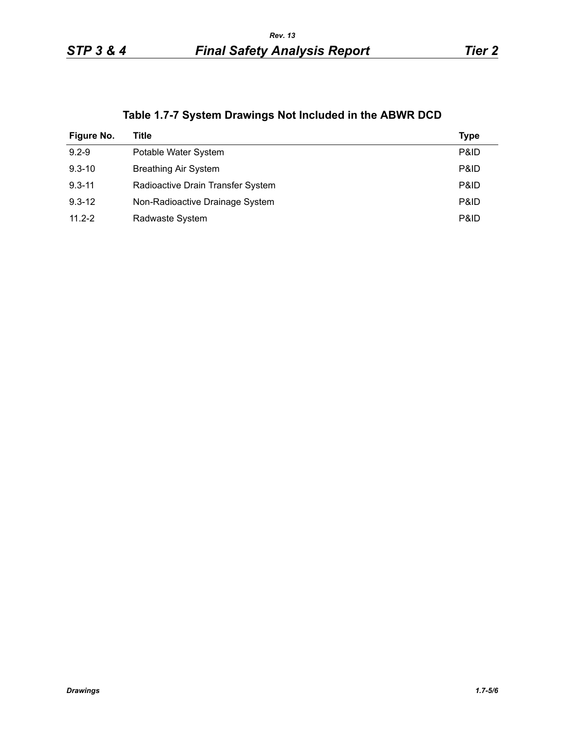## Table 1.7-7 System Drawings Not Included in the ABWR DCD

| Figure No. | Title | Type |
|---|---|---|
| 9.2-9 | Potable Water System | P&ID |
| 9.3-10 | Breathing Air System | P&ID |
| 9.3-11 | Radioactive Drain Transfer System | P&ID |
| 9.3-12 | Non-Radioactive Drainage System | P&ID |
| 11.2-2 | Radwaste System | P&ID |